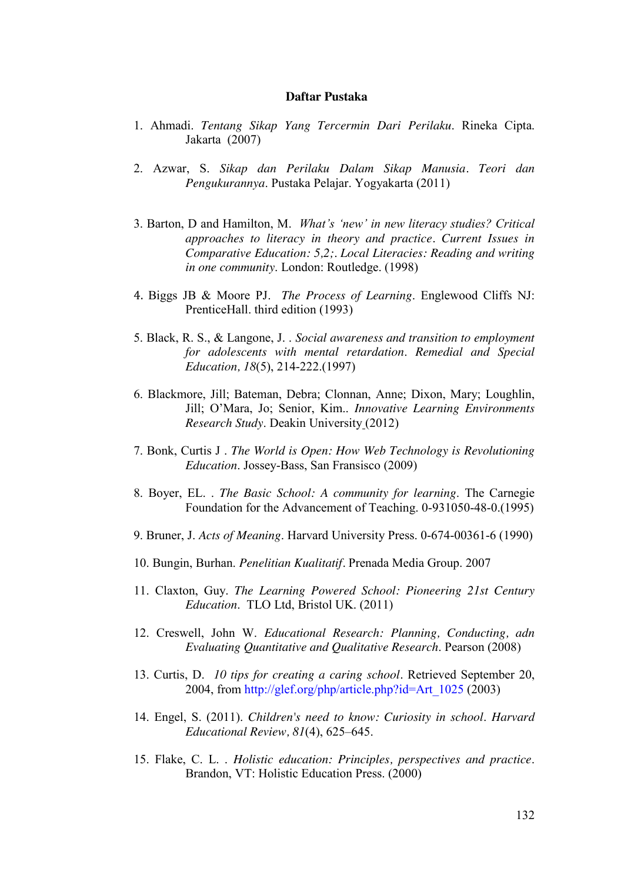# Daftar Pustaka

1. Ahmadi. *Tentang Sikap Yang Tercermin Dari Perilaku*. Rineka Cipta. Jakarta (2007)

2. Azwar, S. *Sikap dan Perilaku Dalam Sikap Manusia*. *Teori dan Pengukurannya*. Pustaka Pelajar. Yogyakarta (2011)

3. Barton, D and Hamilton, M. *What's 'new' in new literacy studies? Critical approaches to literacy in theory and practice*. *Current Issues in Comparative Education: 5,2;*. *Local Literacies: Reading and writing in one community*. London: Routledge. (1998)

4. Biggs JB & Moore PJ. *The Process of Learning*. Englewood Cliffs NJ: PrenticeHall. third edition (1993)

5. Black, R. S., & Langone, J. . *Social awareness and transition to employment for adolescents with mental retardation*. *Remedial and Special Education, 18*(5), 214-222.(1997)

6. Blackmore, Jill; Bateman, Debra; Clonnan, Anne; Dixon, Mary; Loughlin, Jill; O'Mara, Jo; Senior, Kim.. *Innovative Learning Environments Research Study*. Deakin University (2012)

7. Bonk, Curtis J . *The World is Open: How Web Technology is Revolutioning Education*. Jossey-Bass, San Fransisco (2009)

8. Boyer, EL. . *The Basic School: A community for learning*. The Carnegie Foundation for the Advancement of Teaching. 0-931050-48-0.(1995)

9. Bruner, J. *Acts of Meaning*. Harvard University Press. 0-674-00361-6 (1990)

10. Bungin, Burhan. *Penelitian Kualitatif*. Prenada Media Group. 2007

11. Claxton, Guy. *The Learning Powered School: Pioneering 21st Century Education*. TLO Ltd, Bristol UK. (2011)

12. Creswell, John W. *Educational Research: Planning, Conducting, adn Evaluating Quantitative and Qualitative Research*. Pearson (2008)

13. Curtis, D. *10 tips for creating a caring school*. Retrieved September 20, 2004, from http://glef.org/php/article.php?id=Art_1025 (2003)

14. Engel, S. (2011). *Children's need to know: Curiosity in school*. *Harvard Educational Review, 81*(4), 625–645.

15. Flake, C. L. . *Holistic education: Principles, perspectives and practice*. Brandon, VT: Holistic Education Press. (2000)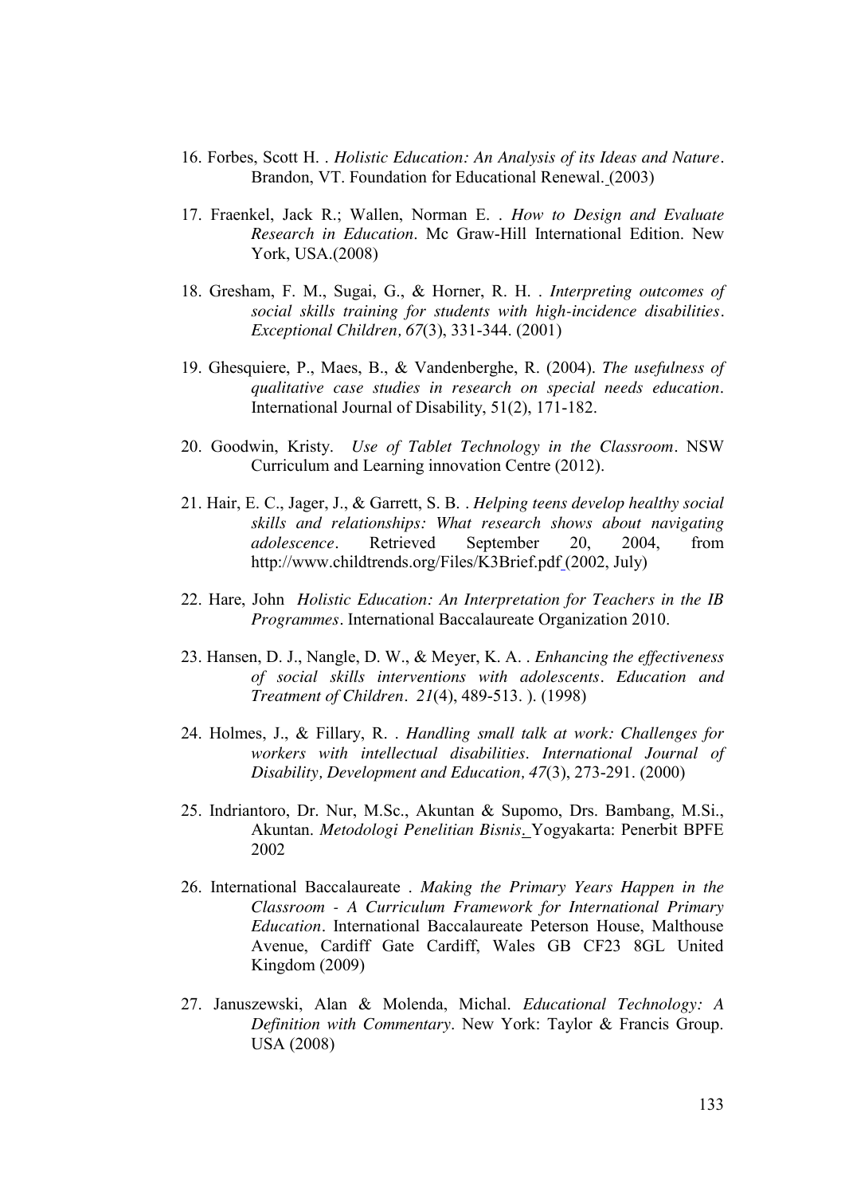16. Forbes, Scott H. . *Holistic Education: An Analysis of its Ideas and Nature*. Brandon, VT. Foundation for Educational Renewal. (2003)

17. Fraenkel, Jack R.; Wallen, Norman E. . *How to Design and Evaluate Research in Education*. Mc Graw-Hill International Edition. New York, USA.(2008)

18. Gresham, F. M., Sugai, G., & Horner, R. H. . *Interpreting outcomes of social skills training for students with high-incidence disabilities*. *Exceptional Children, 67*(3), 331-344. (2001)

19. Ghesquiere, P., Maes, B., & Vandenberghe, R. (2004). *The usefulness of qualitative case studies in research on special needs education*. International Journal of Disability, 51(2), 171-182.

20. Goodwin, Kristy. *Use of Tablet Technology in the Classroom*. NSW Curriculum and Learning innovation Centre (2012).

21. Hair, E. C., Jager, J., & Garrett, S. B. . *Helping teens develop healthy social skills and relationships: What research shows about navigating adolescence*. Retrieved September 20, 2004, from http://www.childtrends.org/Files/K3Brief.pdf (2002, July)

22. Hare, John *Holistic Education: An Interpretation for Teachers in the IB Programmes*. International Baccalaureate Organization 2010.

23. Hansen, D. J., Nangle, D. W., & Meyer, K. A. . *Enhancing the effectiveness of social skills interventions with adolescents*. *Education and Treatment of Children*. *21*(4), 489-513. ). (1998)

24. Holmes, J., & Fillary, R. . *Handling small talk at work: Challenges for workers with intellectual disabilities*. *International Journal of Disability, Development and Education, 47*(3), 273-291. (2000)

25. Indriantoro, Dr. Nur, M.Sc., Akuntan & Supomo, Drs. Bambang, M.Si., Akuntan. *Metodologi Penelitian Bisnis*. Yogyakarta: Penerbit BPFE 2002

26. International Baccalaureate . *Making the Primary Years Happen in the Classroom - A Curriculum Framework for International Primary Education*. International Baccalaureate Peterson House, Malthouse Avenue, Cardiff Gate Cardiff, Wales GB CF23 8GL United Kingdom (2009)

27. Januszewski, Alan & Molenda, Michal. *Educational Technology: A Definition with Commentary*. New York: Taylor & Francis Group. USA (2008)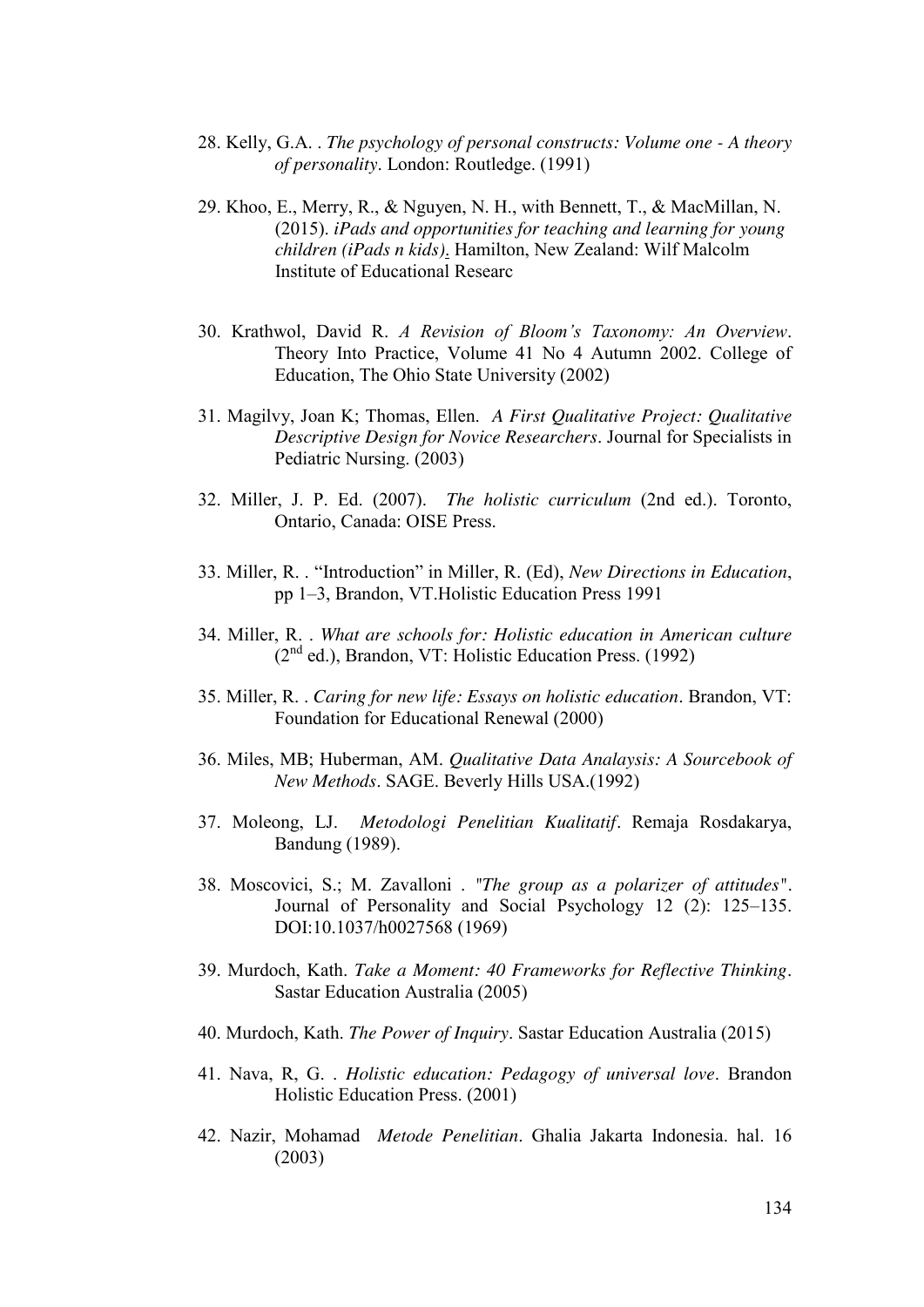28. Kelly, G.A. . *The psychology of personal constructs: Volume one - A theory of personality*. London: Routledge. (1991)

29. Khoo, E., Merry, R., & Nguyen, N. H., with Bennett, T., & MacMillan, N. (2015). *iPads and opportunities for teaching and learning for young children (iPads n kids)*. Hamilton, New Zealand: Wilf Malcolm Institute of Educational Researc

30. Krathwol, David R. *A Revision of Bloom's Taxonomy: An Overview*. Theory Into Practice, Volume 41 No 4 Autumn 2002. College of Education, The Ohio State University (2002)

31. Magilvy, Joan K; Thomas, Ellen. *A First Qualitative Project: Qualitative Descriptive Design for Novice Researchers*. Journal for Specialists in Pediatric Nursing. (2003)

32. Miller, J. P. Ed. (2007). *The holistic curriculum* (2nd ed.). Toronto, Ontario, Canada: OISE Press.

33. Miller, R. . "Introduction" in Miller, R. (Ed), *New Directions in Education*, pp 1–3, Brandon, VT.Holistic Education Press 1991

34. Miller, R. . *What are schools for: Holistic education in American culture* (2nd ed.), Brandon, VT: Holistic Education Press. (1992)

35. Miller, R. . *Caring for new life: Essays on holistic education*. Brandon, VT: Foundation for Educational Renewal (2000)

36. Miles, MB; Huberman, AM. *Qualitative Data Analaysis: A Sourcebook of New Methods*. SAGE. Beverly Hills USA.(1992)

37. Moleong, LJ. *Metodologi Penelitian Kualitatif*. Remaja Rosdakarya, Bandung (1989).

38. Moscovici, S.; M. Zavalloni . "*The group as a polarizer of attitudes*". Journal of Personality and Social Psychology 12 (2): 125–135. DOI:10.1037/h0027568 (1969)

39. Murdoch, Kath. *Take a Moment: 40 Frameworks for Reflective Thinking*. Sastar Education Australia (2005)

40. Murdoch, Kath. *The Power of Inquiry*. Sastar Education Australia (2015)

41. Nava, R, G. . *Holistic education: Pedagogy of universal love*. Brandon Holistic Education Press. (2001)

42. Nazir, Mohamad *Metode Penelitian*. Ghalia Jakarta Indonesia. hal. 16 (2003)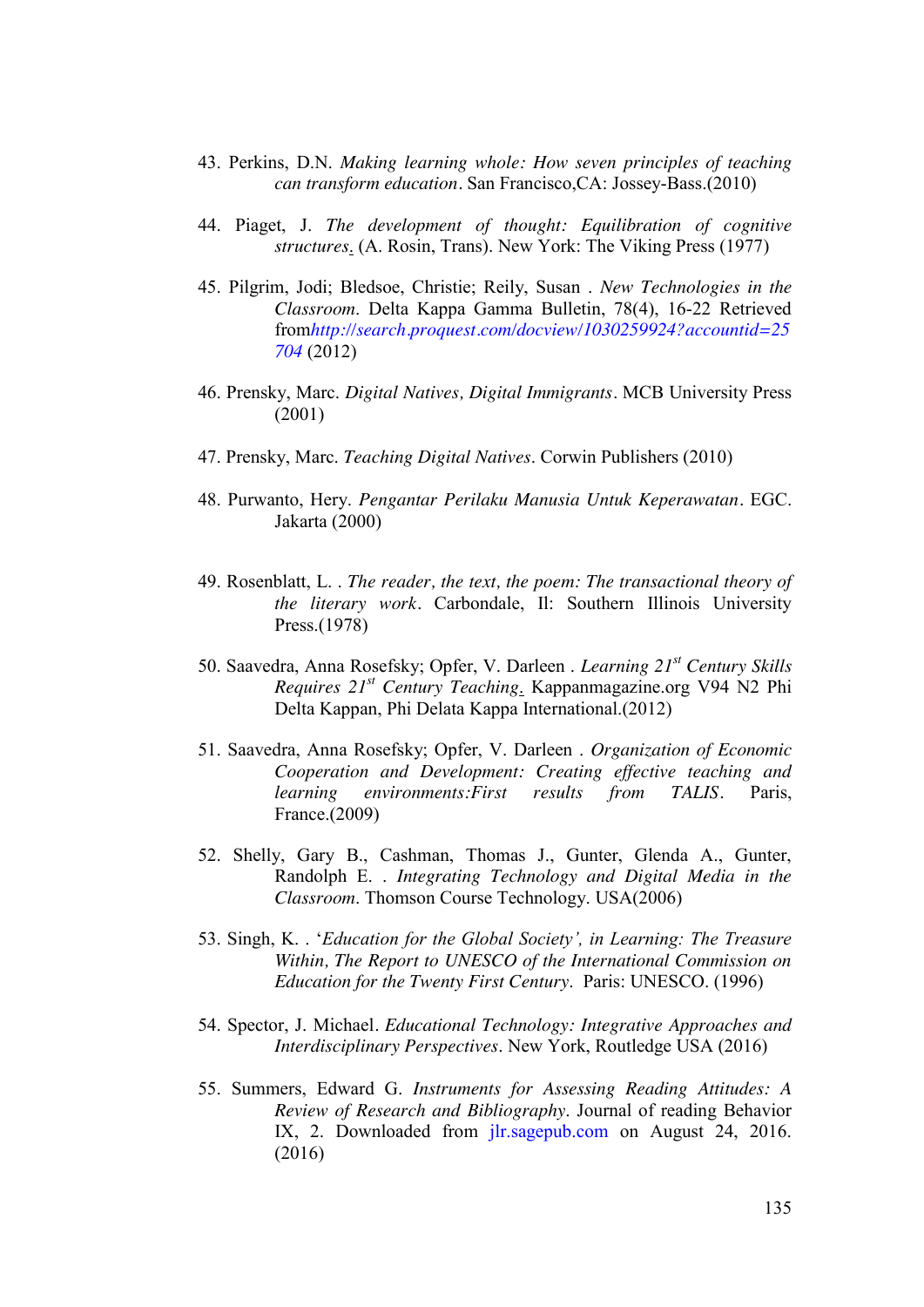43. Perkins, D.N. *Making learning whole: How seven principles of teaching can transform education*. San Francisco,CA: Jossey-Bass.(2010)

44. Piaget, J. *The development of thought: Equilibration of cognitive structures.* (A. Rosin, Trans). New York: The Viking Press (1977)

45. Pilgrim, Jodi; Bledsoe, Christie; Reily, Susan . *New Technologies in the Classroom*. Delta Kappa Gamma Bulletin, 78(4), 16-22 Retrieved from*http://search.proquest.com/docview/1030259924?accountid=25704* (2012)

46. Prensky, Marc. *Digital Natives, Digital Immigrants*. MCB University Press (2001)

47. Prensky, Marc. *Teaching Digital Natives*. Corwin Publishers (2010)

48. Purwanto, Hery. *Pengantar Perilaku Manusia Untuk Keperawatan*. EGC. Jakarta (2000)

49. Rosenblatt, L. . *The reader, the text, the poem: The transactional theory of the literary work*. Carbondale, Il: Southern Illinois University Press.(1978)

50. Saavedra, Anna Rosefsky; Opfer, V. Darleen . *Learning 21st Century Skills Requires 21st Century Teaching.* Kappanmagazine.org V94 N2 Phi Delta Kappan, Phi Delata Kappa International.(2012)

51. Saavedra, Anna Rosefsky; Opfer, V. Darleen . *Organization of Economic Cooperation and Development: Creating effective teaching and learning environments:First results from TALIS*. Paris, France.(2009)

52. Shelly, Gary B., Cashman, Thomas J., Gunter, Glenda A., Gunter, Randolph E. . *Integrating Technology and Digital Media in the Classroom*. Thomson Course Technology. USA(2006)

53. Singh, K. . '*Education for the Global Society', in Learning: The Treasure Within, The Report to UNESCO of the International Commission on Education for the Twenty First Century*. Paris: UNESCO. (1996)

54. Spector, J. Michael. *Educational Technology: Integrative Approaches and Interdisciplinary Perspectives*. New York, Routledge USA (2016)

55. Summers, Edward G. *Instruments for Assessing Reading Attitudes: A Review of Research and Bibliography*. Journal of reading Behavior IX, 2. Downloaded from jlr.sagepub.com on August 24, 2016. (2016)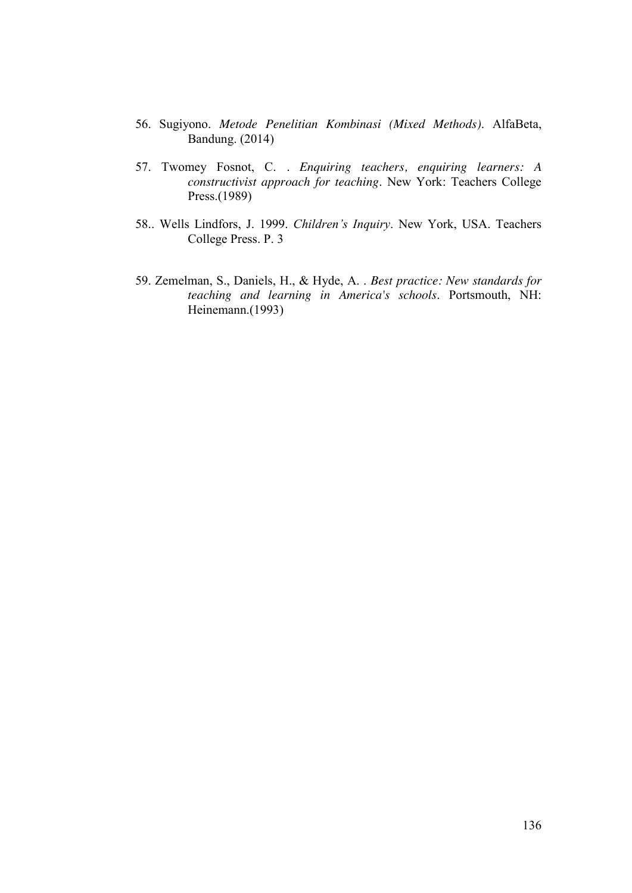56. Sugiyono. *Metode Penelitian Kombinasi (Mixed Methods)*. AlfaBeta, Bandung. (2014)

57. Twomey Fosnot, C. . *Enquiring teachers, enquiring learners: A constructivist approach for teaching*. New York: Teachers College Press.(1989)

58.. Wells Lindfors, J. 1999. *Children's Inquiry*. New York, USA. Teachers College Press. P. 3

59. Zemelman, S., Daniels, H., & Hyde, A. . *Best practice: New standards for teaching and learning in America's schools*. Portsmouth, NH: Heinemann.(1993)